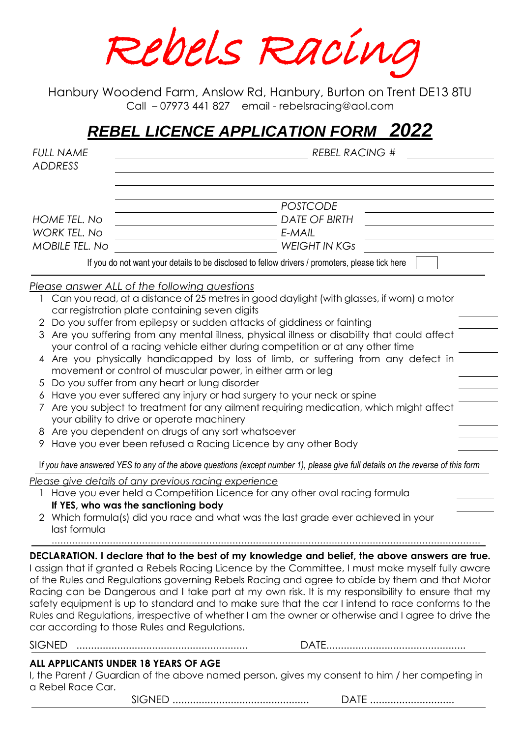# Rebels Racing

Hanbury Woodend Farm, Anslow Rd, Hanbury, Burton on Trent DE13 8TU
Call – 07973 441 827 email - rebelsracing@aol.com

## *REBEL LICENCE APPLICATION FORM 2022*

*FULL NAME* ______________________ *REBEL RACING #* __________

*ADDRESS* ______________________________________________

______________________________________________

______________________ *POSTCODE* __________

*HOME TEL. No* ______________________ *DATE OF BIRTH* __________

*WORK TEL. No* ______________________ *E-MAIL* __________

*MOBILE TEL. No* ______________________ *WEIGHT IN KGs* __________

If you do not want your details to be disclosed to fellow drivers / promoters, please tick here ☐

*Please answer ALL of the following questions*

1. Can you read, at a distance of 25 metres in good daylight (with glasses, if worn) a motor car registration plate containing seven digits ______
2. Do you suffer from epilepsy or sudden attacks of giddiness or fainting ______
3. Are you suffering from any mental illness, physical illness or disability that could affect your control of a racing vehicle either during competition or at any other time ______
4. Are you physically handicapped by loss of limb, or suffering from any defect in movement or control of muscular power, in either arm or leg ______
5. Do you suffer from any heart or lung disorder ______
6. Have you ever suffered any injury or had surgery to your neck or spine ______
7. Are you subject to treatment for any ailment requiring medication, which might affect your ability to drive or operate machinery ______
8. Are you dependent on drugs of any sort whatsoever ______
9. Have you ever been refused a Racing Licence by any other Body ______

*If you have answered YES to any of the above questions (except number 1), please give full details on the reverse of this form*

*Please give details of any previous racing experience*

1. Have you ever held a Competition Licence for any other oval racing formula ______
   **If YES, who was the sanctioning body** ______
2. Which formula(s) did you race and what was the last grade ever achieved in your last formula

   ..........................................................................................................................................

**DECLARATION. I declare that to the best of my knowledge and belief, the above answers are true.** I assign that if granted a Rebels Racing Licence by the Committee, I must make myself fully aware of the Rules and Regulations governing Rebels Racing and agree to abide by them and that Motor Racing can be Dangerous and I take part at my own risk. It is my responsibility to ensure that my safety equipment is up to standard and to make sure that the car I intend to race conforms to the Rules and Regulations, irrespective of whether I am the owner or otherwise and I agree to drive the car according to those Rules and Regulations.

SIGNED .......................................................... DATE...............................................

**ALL APPLICANTS UNDER 18 YEARS OF AGE**

I, the Parent / Guardian of the above named person, gives my consent to him / her competing in a Rebel Race Car.

SIGNED .............................................. DATE ............................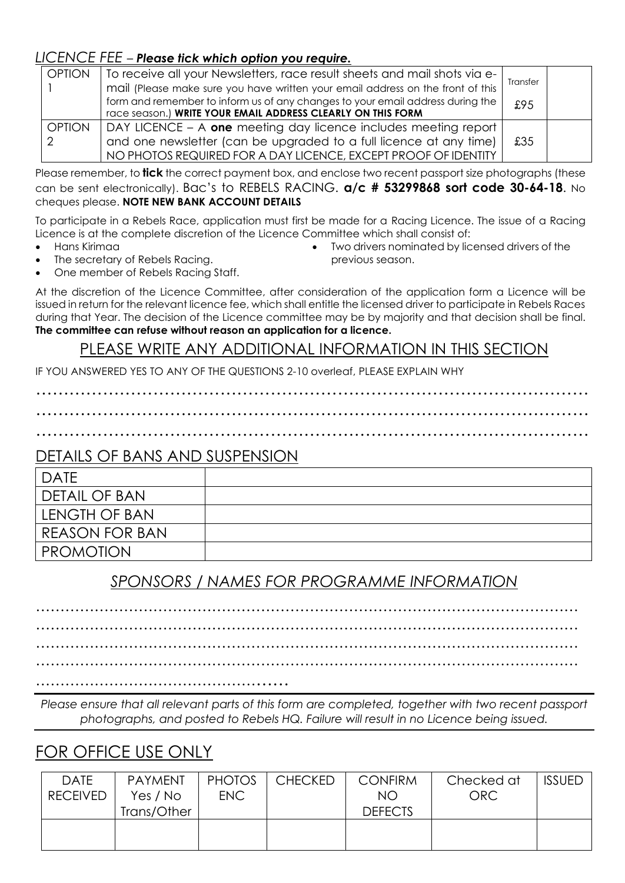## *LICENCE FEE – **Please tick which option you require.***

| | | | |
|---|---|---|---|
| OPTION 1 | To receive all your Newsletters, race result sheets and mail shots via e-mail (Please make sure you have written your email address on the front of this form and remember to inform us of any changes to your email address during the race season.) **WRITE YOUR EMAIL ADDRESS CLEARLY ON THIS FORM** | Transfer £95 | |
| OPTION 2 | DAY LICENCE – A **one** meeting day licence includes meeting report and one newsletter (can be upgraded to a full licence at any time) NO PHOTOS REQUIRED FOR A DAY LICENCE, EXCEPT PROOF OF IDENTITY | £35 | |

Please remember, to **tick** the correct payment box, and enclose two recent passport size photographs (these can be sent electronically). Bac's to REBELS RACING. **a/c # 53299868 sort code 30-64-18**. No cheques please. **NOTE NEW BANK ACCOUNT DETAILS**

To participate in a Rebels Race, application must first be made for a Racing Licence. The issue of a Racing Licence is at the complete discretion of the Licence Committee which shall consist of:

- Hans Kirimaa
- The secretary of Rebels Racing.
- One member of Rebels Racing Staff.
- Two drivers nominated by licensed drivers of the previous season.

At the discretion of the Licence Committee, after consideration of the application form a Licence will be issued in return for the relevant licence fee, which shall entitle the licensed driver to participate in Rebels Races during that Year. The decision of the Licence committee may be by majority and that decision shall be final. **The committee can refuse without reason an application for a licence.**

## PLEASE WRITE ANY ADDITIONAL INFORMATION IN THIS SECTION

IF YOU ANSWERED YES TO ANY OF THE QUESTIONS 2-10 overleaf, PLEASE EXPLAIN WHY

…………………………………………………………………………………………

…………………………………………………………………………………………

…………………………………………………………………………………………

## DETAILS OF BANS AND SUSPENSION

| | |
|---|---|
| DATE | |
| DETAIL OF BAN | |
| LENGTH OF BAN | |
| REASON FOR BAN | |
| PROMOTION | |

## *SPONSORS / NAMES FOR PROGRAMME INFORMATION*

…………………………………………………………………………………………………

…………………………………………………………………………………………………

…………………………………………………………………………………………………

…………………………………………………………………………………………………

……………………………………………

*Please ensure that all relevant parts of this form are completed, together with two recent passport photographs, and posted to Rebels HQ. Failure will result in no Licence being issued.*

## FOR OFFICE USE ONLY

| DATE RECEIVED | PAYMENT Yes / No Trans/Other | PHOTOS ENC | CHECKED | CONFIRM NO DEFECTS | Checked at ORC | ISSUED |
|---|---|---|---|---|---|---|
| | | | | | | |